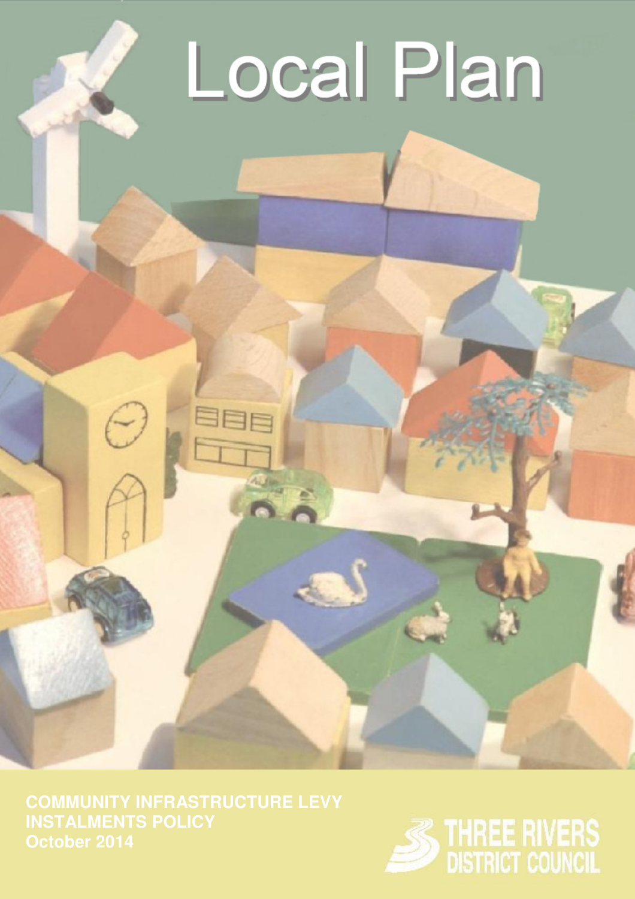# Local Plan

**COMMUNITY INFRASTRUCTURE LEVY INSTALMENTS POLICY**
**October 2014**

THREE RIVERS DISTRICT COUNCIL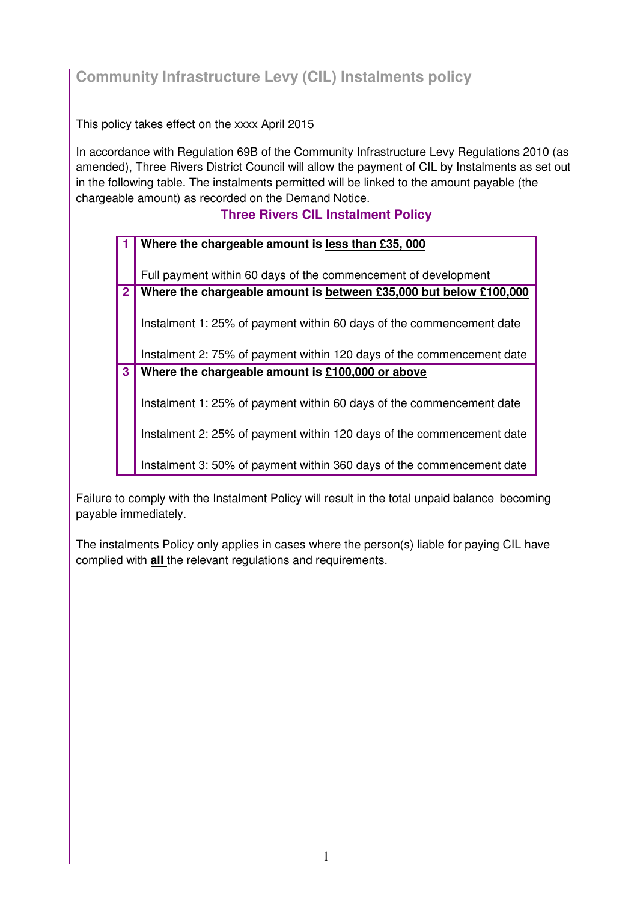## Community Infrastructure Levy (CIL) Instalments policy

This policy takes effect on the xxxx April 2015

In accordance with Regulation 69B of the Community Infrastructure Levy Regulations 2010 (as amended), Three Rivers District Council will allow the payment of CIL by Instalments as set out in the following table. The instalments permitted will be linked to the amount payable (the chargeable amount) as recorded on the Demand Notice.

### Three Rivers CIL Instalment Policy

| | |
|---|---|
| **1** | **Where the chargeable amount is <u>less than £35, 000</u>**<br><br>Full payment within 60 days of the commencement of development |
| **2** | **Where the chargeable amount is <u>between £35,000 but below £100,000</u>**<br><br>Instalment 1: 25% of payment within 60 days of the commencement date<br><br>Instalment 2: 75% of payment within 120 days of the commencement date |
| **3** | **Where the chargeable amount is <u>£100,000 or above</u>**<br><br>Instalment 1: 25% of payment within 60 days of the commencement date<br><br>Instalment 2: 25% of payment within 120 days of the commencement date<br><br>Instalment 3: 50% of payment within 360 days of the commencement date |

Failure to comply with the Instalment Policy will result in the total unpaid balance becoming payable immediately.

The instalments Policy only applies in cases where the person(s) liable for paying CIL have complied with **<u>all</u>** the relevant regulations and requirements.